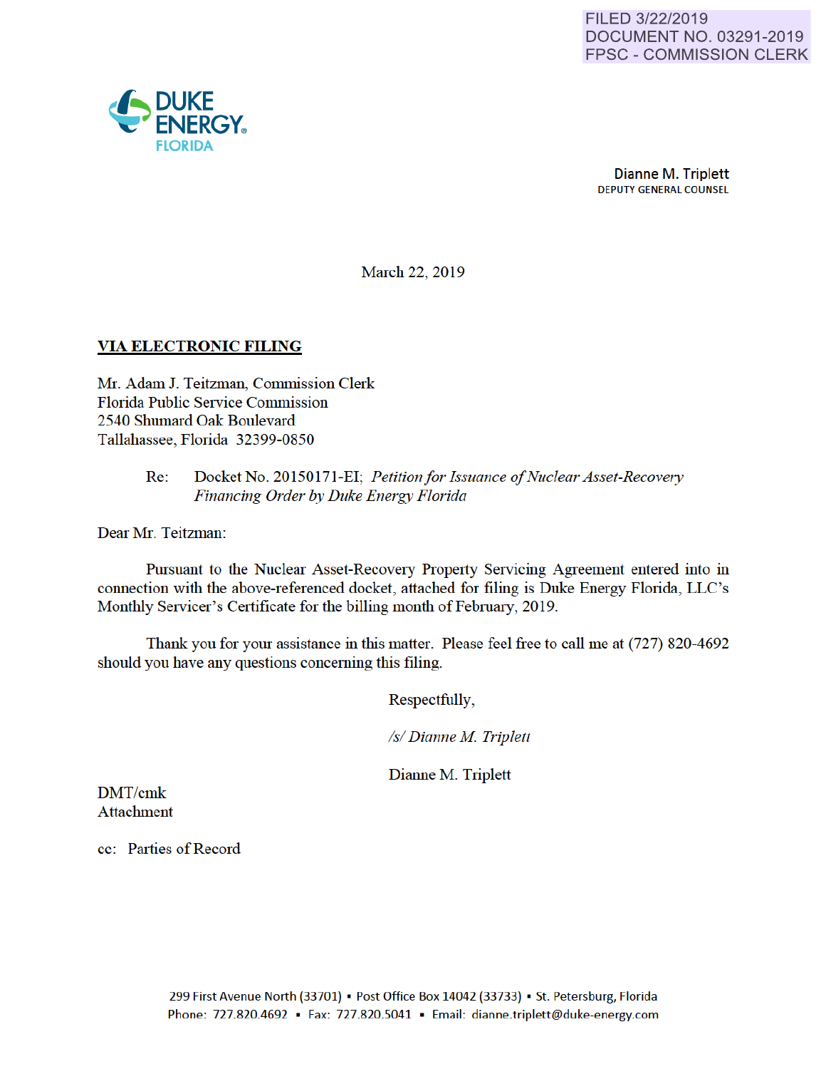FILED 3/22/2019
DOCUMENT NO. 03291-2019
FPSC - COMMISSION CLERK

DUKE ENERGY.
FLORIDA

**Dianne M. Triplett**
DEPUTY GENERAL COUNSEL

March 22, 2019

**VIA ELECTRONIC FILING**

Mr. Adam J. Teitzman, Commission Clerk
Florida Public Service Commission
2540 Shumard Oak Boulevard
Tallahassee, Florida 32399-0850

Re: Docket No. 20150171-EI; *Petition for Issuance of Nuclear Asset-Recovery Financing Order by Duke Energy Florida*

Dear Mr. Teitzman:

Pursuant to the Nuclear Asset-Recovery Property Servicing Agreement entered into in connection with the above-referenced docket, attached for filing is Duke Energy Florida, LLC's Monthly Servicer's Certificate for the billing month of February, 2019.

Thank you for your assistance in this matter. Please feel free to call me at (727) 820-4692 should you have any questions concerning this filing.

Respectfully,

*/s/ Dianne M. Triplett*

Dianne M. Triplett

DMT/cmk
Attachment

cc: Parties of Record

299 First Avenue North (33701) ▪ Post Office Box 14042 (33733) ▪ St. Petersburg, Florida
Phone: 727.820.4692 ▪ Fax: 727.820.5041 ▪ Email: dianne.triplett@duke-energy.com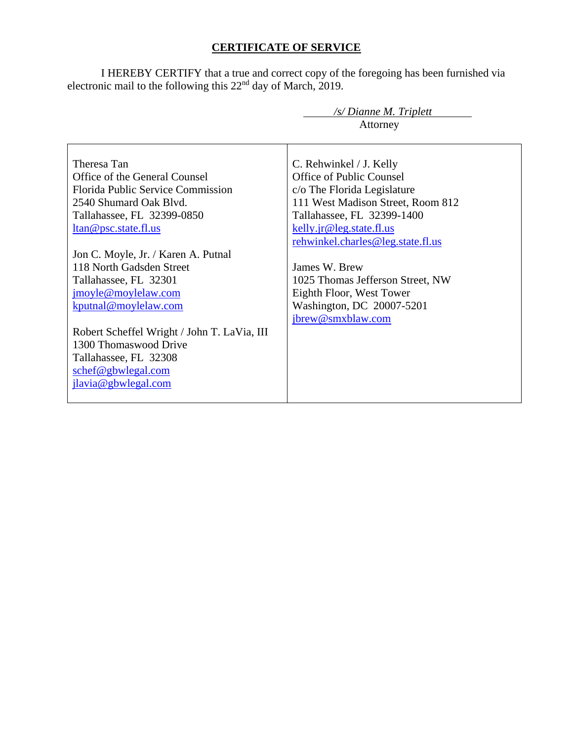## CERTIFICATE OF SERVICE

I HEREBY CERTIFY that a true and correct copy of the foregoing has been furnished via electronic mail to the following this 22nd day of March, 2019.

*/s/ Dianne M. Triplett*
Attorney

| | |
|---|---|
| Theresa Tan<br>Office of the General Counsel<br>Florida Public Service Commission<br>2540 Shumard Oak Blvd.<br>Tallahassee, FL 32399-0850<br>ltan@psc.state.fl.us<br><br>Jon C. Moyle, Jr. / Karen A. Putnal<br>118 North Gadsden Street<br>Tallahassee, FL 32301<br>jmoyle@moylelaw.com<br>kputnal@moylelaw.com<br><br>Robert Scheffel Wright / John T. LaVia, III<br>1300 Thomaswood Drive<br>Tallahassee, FL 32308<br>schef@gbwlegal.com<br>jlavia@gbwlegal.com | C. Rehwinkel / J. Kelly<br>Office of Public Counsel<br>c/o The Florida Legislature<br>111 West Madison Street, Room 812<br>Tallahassee, FL 32399-1400<br>kelly.jr@leg.state.fl.us<br>rehwinkel.charles@leg.state.fl.us<br><br>James W. Brew<br>1025 Thomas Jefferson Street, NW<br>Eighth Floor, West Tower<br>Washington, DC 20007-5201<br>jbrew@smxblaw.com |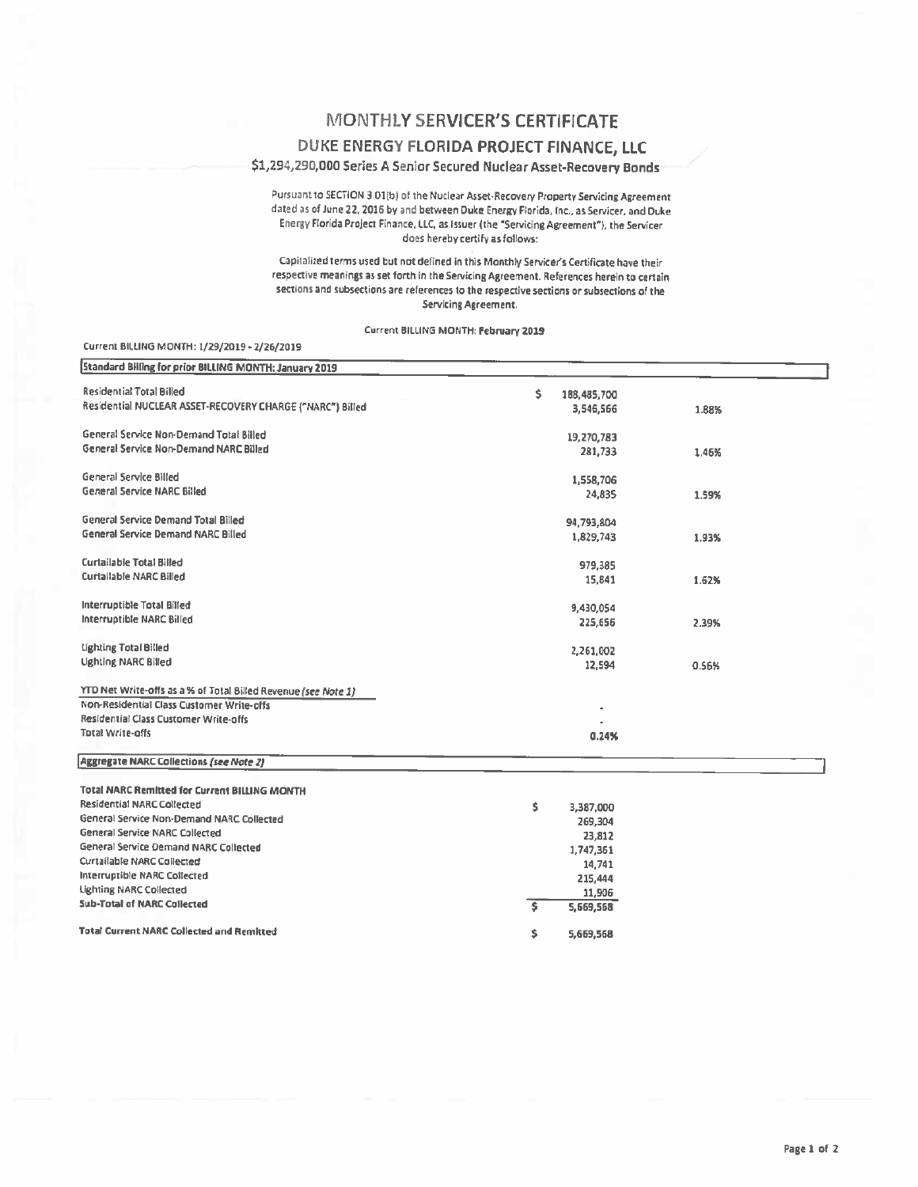# MONTHLY SERVICER'S CERTIFICATE

## DUKE ENERGY FLORIDA PROJECT FINANCE, LLC

### $1,294,290,000 Series A Senior Secured Nuclear Asset-Recovery Bonds

Pursuant to SECTION 3.01(b) of the Nuclear Asset-Recovery Property Servicing Agreement dated as of June 22, 2016 by and between Duke Energy Florida, Inc., as Servicer, and Duke Energy Florida Project Finance, LLC, as Issuer (the "Servicing Agreement"), the Servicer does hereby certify as follows:

Capitalized terms used but not defined in this Monthly Servicer's Certificate have their respective meanings as set forth in the Servicing Agreement. References herein to certain sections and subsections are references to the respective sections or subsections of the Servicing Agreement.

Current BILLING MONTH: **February 2019**

Current BILLING MONTH: 1/29/2019 - 2/26/2019

| Standard Billing for prior BILLING MONTH: January 2019 | | |
|---|---|---|
| Residential Total Billed | $ 188,485,700 | |
| Residential NUCLEAR ASSET-RECOVERY CHARGE ("NARC") Billed | 3,546,566 | 1.88% |
| General Service Non-Demand Total Billed | 19,270,783 | |
| General Service Non-Demand NARC Billed | 281,733 | 1.46% |
| General Service Billed | 1,558,706 | |
| General Service NARC Billed | 24,835 | 1.59% |
| General Service Demand Total Billed | 94,793,804 | |
| General Service Demand NARC Billed | 1,829,743 | 1.93% |
| Curtailable Total Billed | 979,385 | |
| Curtailable NARC Billed | 15,841 | 1.62% |
| Interruptible Total Billed | 9,430,054 | |
| Interruptible NARC Billed | 225,656 | 2.39% |
| Lighting Total Billed | 2,261,002 | |
| Lighting NARC Billed | 12,594 | 0.56% |
| YTD Net Write-offs as a % of Total Billed Revenue *(see Note 1)* | | |
| Non-Residential Class Customer Write-offs | - | |
| Residential Class Customer Write-offs | - | |
| Total Write-offs | 0.24% | |

| Aggregate NARC Collections *(see Note 2)* | |
|---|---|
| **Total NARC Remitted for Current BILLING MONTH** | |
| Residential NARC Collected | $ 3,387,000 |
| General Service Non-Demand NARC Collected | 269,304 |
| General Service NARC Collected | 23,812 |
| General Service Demand NARC Collected | 1,747,361 |
| Curtailable NARC Collected | 14,741 |
| Interruptible NARC Collected | 215,444 |
| Lighting NARC Collected | 11,906 |
| **Sub-Total of NARC Collected** | $ 5,669,568 |
| **Total Current NARC Collected and Remitted** | $ 5,669,568 |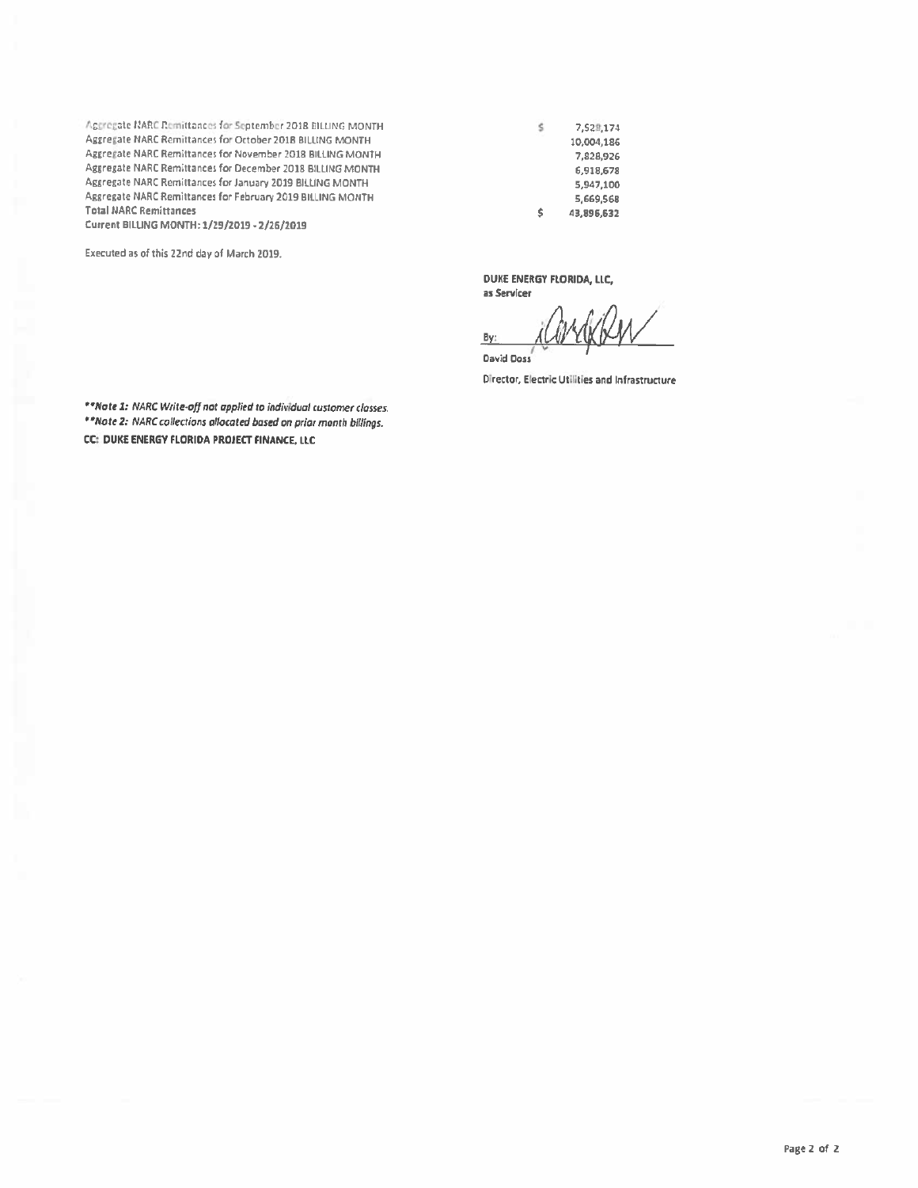| | | |
|---|---|---|
| Aggregate NARC Remittances for September 2018 BILLING MONTH | $ | 7,528,174 |
| Aggregate NARC Remittances for October 2018 BILLING MONTH | | 10,004,186 |
| Aggregate NARC Remittances for November 2018 BILLING MONTH | | 7,828,926 |
| Aggregate NARC Remittances for December 2018 BILLING MONTH | | 6,918,678 |
| Aggregate NARC Remittances for January 2019 BILLING MONTH | | 5,947,100 |
| Aggregate NARC Remittances for February 2019 BILLING MONTH | | 5,669,568 |
| **Total NARC Remittances** | $ | 43,896,632 |

**Current BILLING MONTH: 1/29/2019 - 2/26/2019**

Executed as of this 22nd day of March 2019.

**DUKE ENERGY FLORIDA, LLC,**
**as Servicer**

By: ______________________

David Doss

Director, Electric Utilities and Infrastructure

***\*Note 1: NARC Write-off not applied to individual customer classes.***

***\*Note 2: NARC collections allocated based on prior month billings.***

**CC: DUKE ENERGY FLORIDA PROJECT FINANCE, LLC**